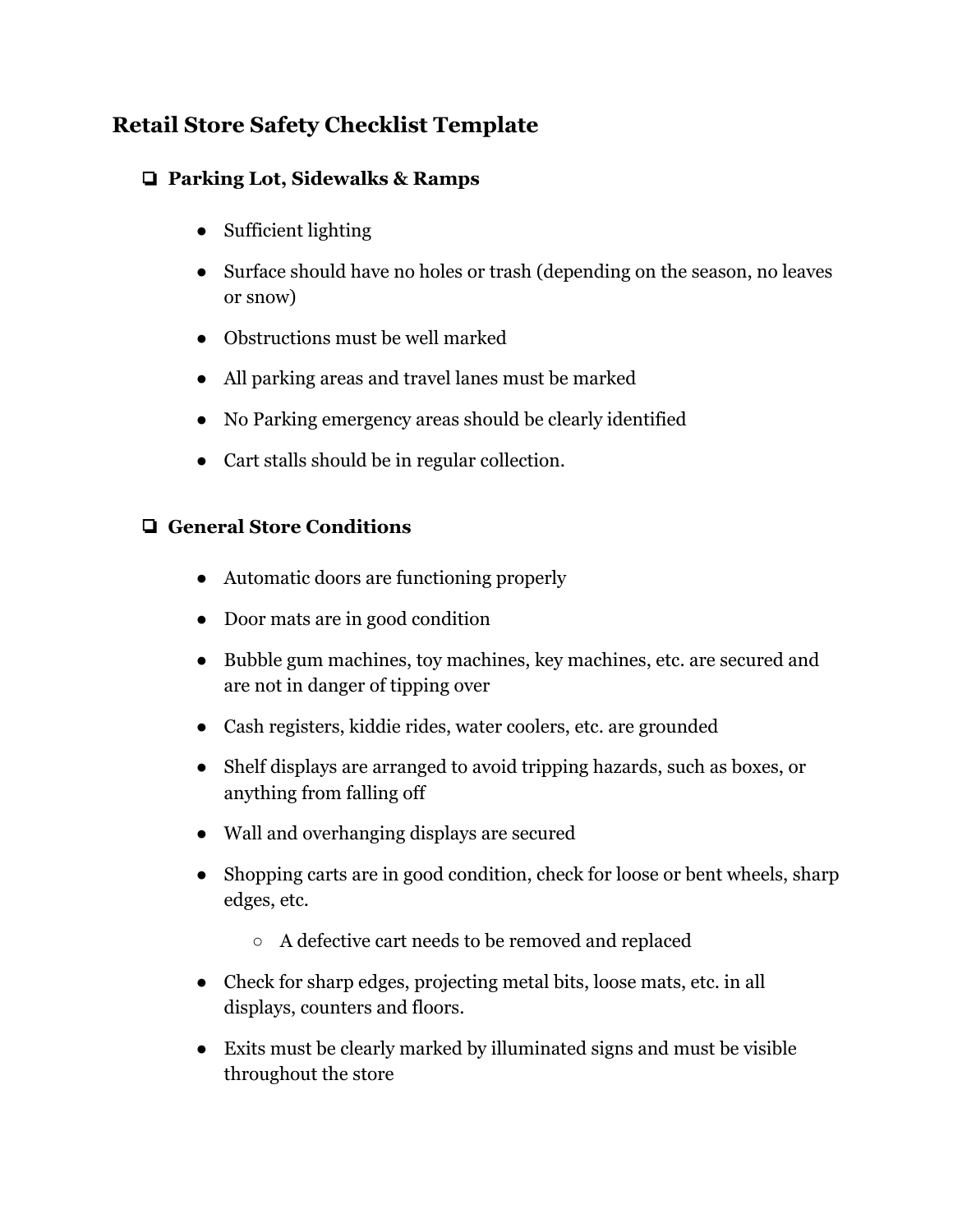## Retail Store Safety Checklist Template

- [ ] **Parking Lot, Sidewalks & Ramps**

    - Sufficient lighting
    - Surface should have no holes or trash (depending on the season, no leaves or snow)
    - Obstructions must be well marked
    - All parking areas and travel lanes must be marked
    - No Parking emergency areas should be clearly identified
    - Cart stalls should be in regular collection.

- [ ] **General Store Conditions**

    - Automatic doors are functioning properly
    - Door mats are in good condition
    - Bubble gum machines, toy machines, key machines, etc. are secured and are not in danger of tipping over
    - Cash registers, kiddie rides, water coolers, etc. are grounded
    - Shelf displays are arranged to avoid tripping hazards, such as boxes, or anything from falling off
    - Wall and overhanging displays are secured
    - Shopping carts are in good condition, check for loose or bent wheels, sharp edges, etc.
        - A defective cart needs to be removed and replaced
    - Check for sharp edges, projecting metal bits, loose mats, etc. in all displays, counters and floors.
    - Exits must be clearly marked by illuminated signs and must be visible throughout the store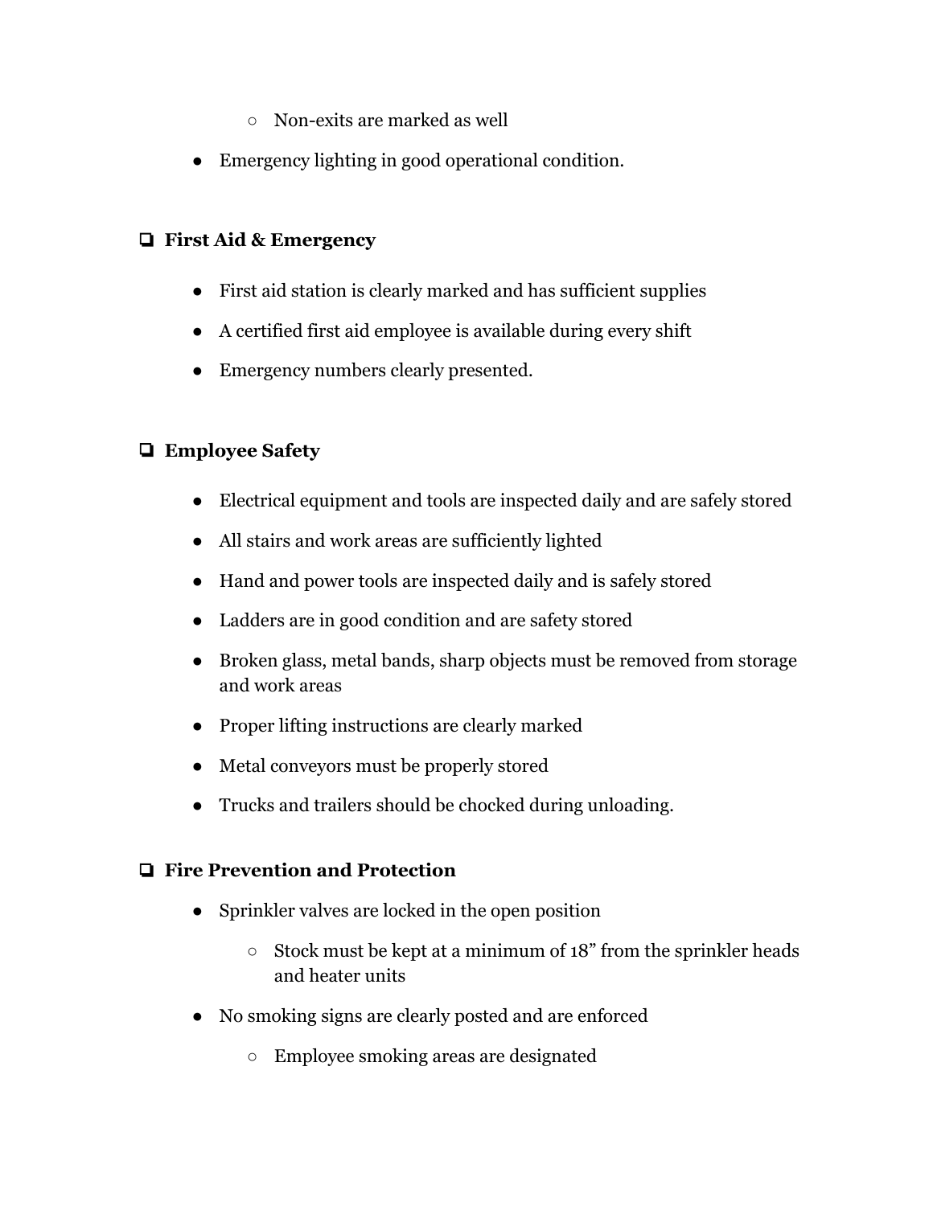- Non-exits are marked as well
- Emergency lighting in good operational condition.

- [ ] **First Aid & Emergency**
    - First aid station is clearly marked and has sufficient supplies
    - A certified first aid employee is available during every shift
    - Emergency numbers clearly presented.

- [ ] **Employee Safety**
    - Electrical equipment and tools are inspected daily and are safely stored
    - All stairs and work areas are sufficiently lighted
    - Hand and power tools are inspected daily and is safely stored
    - Ladders are in good condition and are safety stored
    - Broken glass, metal bands, sharp objects must be removed from storage and work areas
    - Proper lifting instructions are clearly marked
    - Metal conveyors must be properly stored
    - Trucks and trailers should be chocked during unloading.

- [ ] **Fire Prevention and Protection**
    - Sprinkler valves are locked in the open position
        - Stock must be kept at a minimum of 18" from the sprinkler heads and heater units
    - No smoking signs are clearly posted and are enforced
        - Employee smoking areas are designated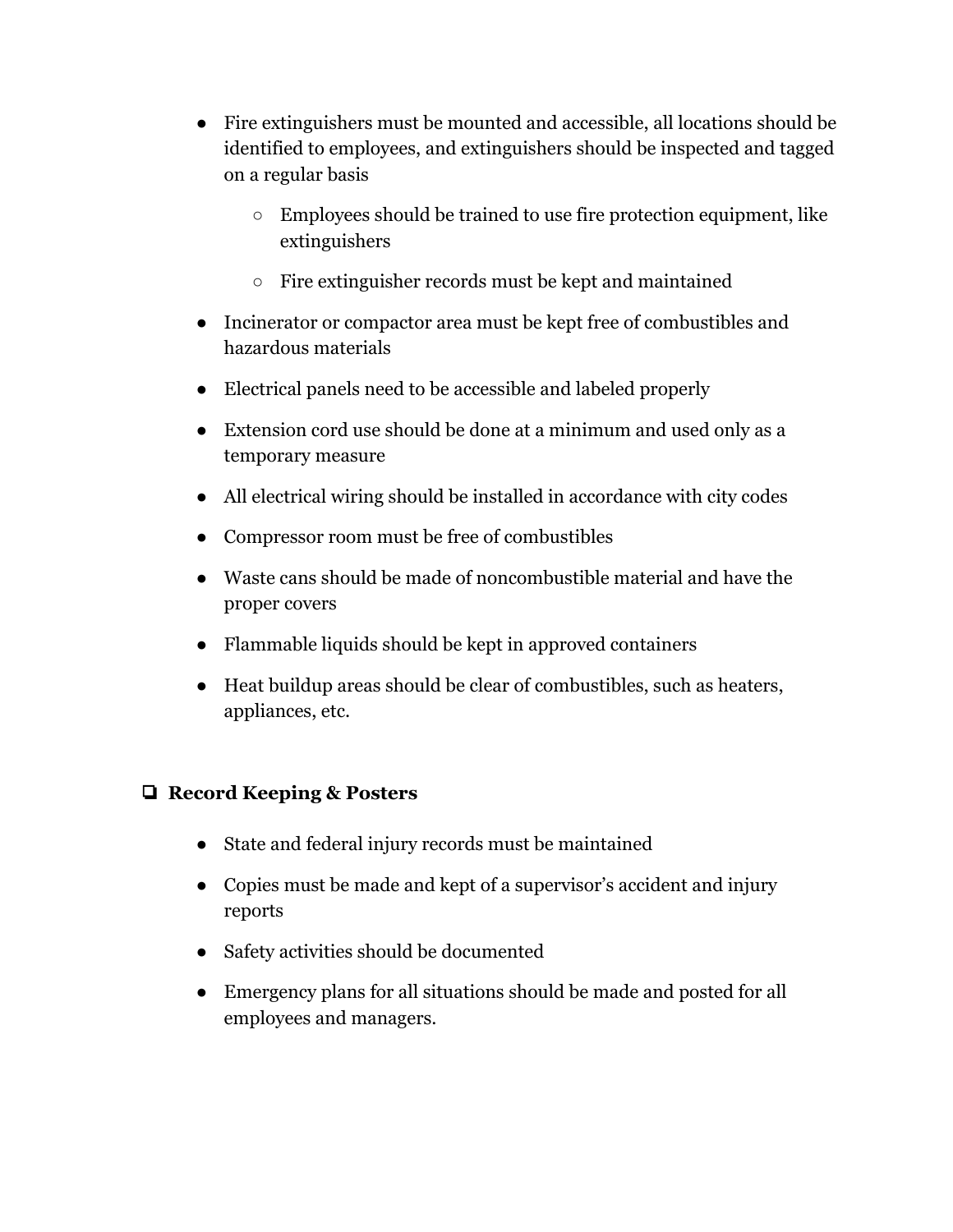- Fire extinguishers must be mounted and accessible, all locations should be identified to employees, and extinguishers should be inspected and tagged on a regular basis
  - Employees should be trained to use fire protection equipment, like extinguishers
  - Fire extinguisher records must be kept and maintained
- Incinerator or compactor area must be kept free of combustibles and hazardous materials
- Electrical panels need to be accessible and labeled properly
- Extension cord use should be done at a minimum and used only as a temporary measure
- All electrical wiring should be installed in accordance with city codes
- Compressor room must be free of combustibles
- Waste cans should be made of noncombustible material and have the proper covers
- Flammable liquids should be kept in approved containers
- Heat buildup areas should be clear of combustibles, such as heaters, appliances, etc.

❏ **Record Keeping & Posters**

- State and federal injury records must be maintained
- Copies must be made and kept of a supervisor's accident and injury reports
- Safety activities should be documented
- Emergency plans for all situations should be made and posted for all employees and managers.